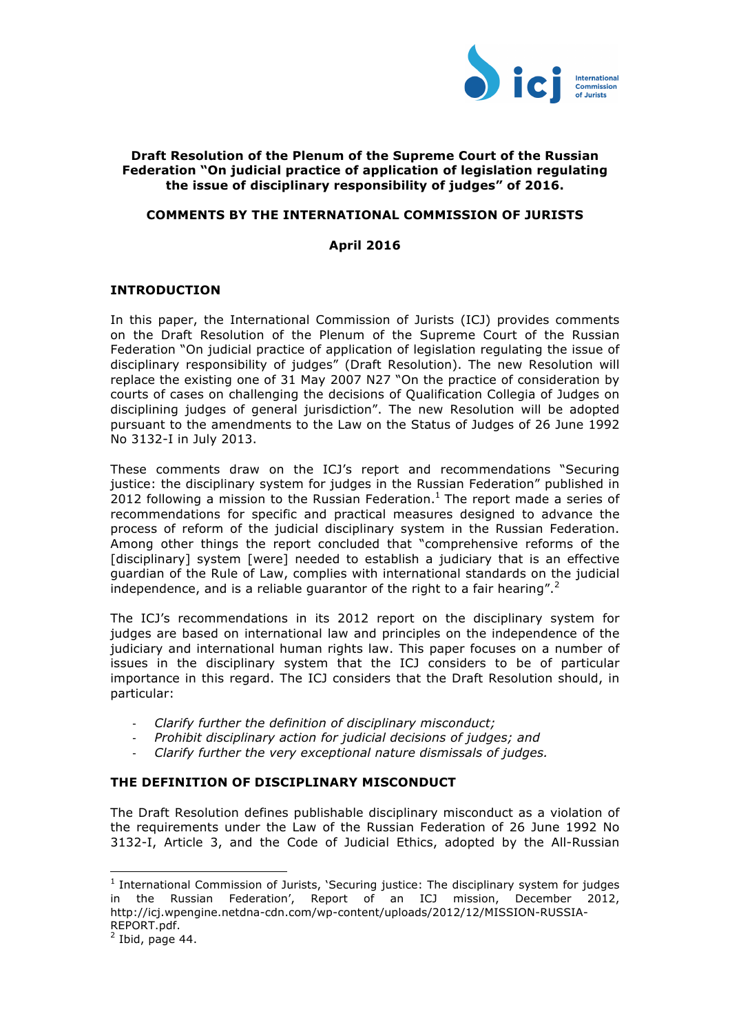**Draft Resolution of the Plenum of the Supreme Court of the Russian Federation "On judicial practice of application of legislation regulating the issue of disciplinary responsibility of judges" of 2016.**

**COMMENTS BY THE INTERNATIONAL COMMISSION OF JURISTS**

**April 2016**

## INTRODUCTION

In this paper, the International Commission of Jurists (ICJ) provides comments on the Draft Resolution of the Plenum of the Supreme Court of the Russian Federation "On judicial practice of application of legislation regulating the issue of disciplinary responsibility of judges" (Draft Resolution). The new Resolution will replace the existing one of 31 May 2007 N27 "On the practice of consideration by courts of cases on challenging the decisions of Qualification Collegia of Judges on disciplining judges of general jurisdiction". The new Resolution will be adopted pursuant to the amendments to the Law on the Status of Judges of 26 June 1992 No 3132-I in July 2013.

These comments draw on the ICJ's report and recommendations "Securing justice: the disciplinary system for judges in the Russian Federation" published in 2012 following a mission to the Russian Federation.[1] The report made a series of recommendations for specific and practical measures designed to advance the process of reform of the judicial disciplinary system in the Russian Federation. Among other things the report concluded that "comprehensive reforms of the [disciplinary] system [were] needed to establish a judiciary that is an effective guardian of the Rule of Law, complies with international standards on the judicial independence, and is a reliable guarantor of the right to a fair hearing".[2]

The ICJ's recommendations in its 2012 report on the disciplinary system for judges are based on international law and principles on the independence of the judiciary and international human rights law. This paper focuses on a number of issues in the disciplinary system that the ICJ considers to be of particular importance in this regard. The ICJ considers that the Draft Resolution should, in particular:

- *Clarify further the definition of disciplinary misconduct;*
- *Prohibit disciplinary action for judicial decisions of judges; and*
- *Clarify further the very exceptional nature dismissals of judges.*

## THE DEFINITION OF DISCIPLINARY MISCONDUCT

The Draft Resolution defines publishable disciplinary misconduct as a violation of the requirements under the Law of the Russian Federation of 26 June 1992 No 3132-I, Article 3, and the Code of Judicial Ethics, adopted by the All-Russian

---

[1] International Commission of Jurists, 'Securing justice: The disciplinary system for judges in the Russian Federation', Report of an ICJ mission, December 2012, http://icj.wpengine.netdna-cdn.com/wp-content/uploads/2012/12/MISSION-RUSSIA-REPORT.pdf.

[2] Ibid, page 44.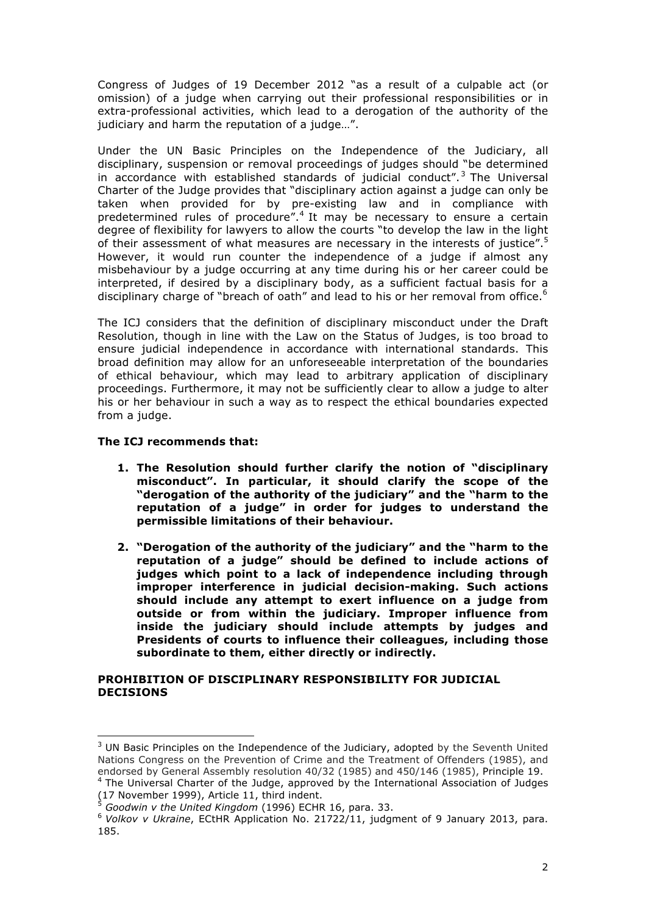Congress of Judges of 19 December 2012 "as a result of a culpable act (or omission) of a judge when carrying out their professional responsibilities or in extra-professional activities, which lead to a derogation of the authority of the judiciary and harm the reputation of a judge…".

Under the UN Basic Principles on the Independence of the Judiciary, all disciplinary, suspension or removal proceedings of judges should "be determined in accordance with established standards of judicial conduct".[3] The Universal Charter of the Judge provides that "disciplinary action against a judge can only be taken when provided for by pre-existing law and in compliance with predetermined rules of procedure".[4] It may be necessary to ensure a certain degree of flexibility for lawyers to allow the courts "to develop the law in the light of their assessment of what measures are necessary in the interests of justice".[5] However, it would run counter the independence of a judge if almost any misbehaviour by a judge occurring at any time during his or her career could be interpreted, if desired by a disciplinary body, as a sufficient factual basis for a disciplinary charge of "breach of oath" and lead to his or her removal from office.[6]

The ICJ considers that the definition of disciplinary misconduct under the Draft Resolution, though in line with the Law on the Status of Judges, is too broad to ensure judicial independence in accordance with international standards. This broad definition may allow for an unforeseeable interpretation of the boundaries of ethical behaviour, which may lead to arbitrary application of disciplinary proceedings. Furthermore, it may not be sufficiently clear to allow a judge to alter his or her behaviour in such a way as to respect the ethical boundaries expected from a judge.

**The ICJ recommends that:**

1. **The Resolution should further clarify the notion of "disciplinary misconduct". In particular, it should clarify the scope of the "derogation of the authority of the judiciary" and the "harm to the reputation of a judge" in order for judges to understand the permissible limitations of their behaviour.**

2. **"Derogation of the authority of the judiciary" and the "harm to the reputation of a judge" should be defined to include actions of judges which point to a lack of independence including through improper interference in judicial decision-making. Such actions should include any attempt to exert influence on a judge from outside or from within the judiciary. Improper influence from inside the judiciary should include attempts by judges and Presidents of courts to influence their colleagues, including those subordinate to them, either directly or indirectly.**

## PROHIBITION OF DISCIPLINARY RESPONSIBILITY FOR JUDICIAL DECISIONS

---

[3] UN Basic Principles on the Independence of the Judiciary, adopted by the Seventh United Nations Congress on the Prevention of Crime and the Treatment of Offenders (1985), and endorsed by General Assembly resolution 40/32 (1985) and 450/146 (1985), Principle 19.

[4] The Universal Charter of the Judge, approved by the International Association of Judges (17 November 1999), Article 11, third indent.

[5] *Goodwin v the United Kingdom* (1996) ECHR 16, para. 33.

[6] *Volkov v Ukraine*, ECtHR Application No. 21722/11, judgment of 9 January 2013, para. 185.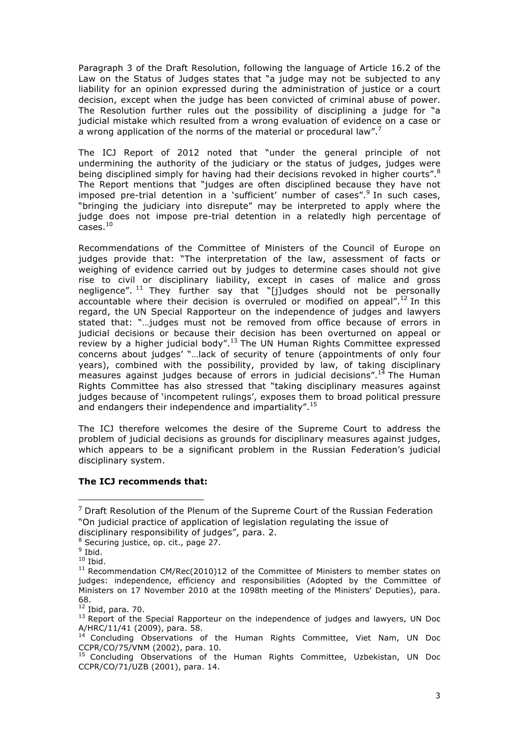Paragraph 3 of the Draft Resolution, following the language of Article 16.2 of the Law on the Status of Judges states that "a judge may not be subjected to any liability for an opinion expressed during the administration of justice or a court decision, except when the judge has been convicted of criminal abuse of power. The Resolution further rules out the possibility of disciplining a judge for "a judicial mistake which resulted from a wrong evaluation of evidence on a case or a wrong application of the norms of the material or procedural law".[7]

The ICJ Report of 2012 noted that "under the general principle of not undermining the authority of the judiciary or the status of judges, judges were being disciplined simply for having had their decisions revoked in higher courts".[8] The Report mentions that "judges are often disciplined because they have not imposed pre-trial detention in a 'sufficient' number of cases".[9] In such cases, "bringing the judiciary into disrepute" may be interpreted to apply where the judge does not impose pre-trial detention in a relatedly high percentage of cases.[10]

Recommendations of the Committee of Ministers of the Council of Europe on judges provide that: "The interpretation of the law, assessment of facts or weighing of evidence carried out by judges to determine cases should not give rise to civil or disciplinary liability, except in cases of malice and gross negligence".[11] They further say that "[j]udges should not be personally accountable where their decision is overruled or modified on appeal".[12] In this regard, the UN Special Rapporteur on the independence of judges and lawyers stated that: "…judges must not be removed from office because of errors in judicial decisions or because their decision has been overturned on appeal or review by a higher judicial body".[13] The UN Human Rights Committee expressed concerns about judges' "…lack of security of tenure (appointments of only four years), combined with the possibility, provided by law, of taking disciplinary measures against judges because of errors in judicial decisions".[14] The Human Rights Committee has also stressed that "taking disciplinary measures against judges because of 'incompetent rulings', exposes them to broad political pressure and endangers their independence and impartiality".[15]

The ICJ therefore welcomes the desire of the Supreme Court to address the problem of judicial decisions as grounds for disciplinary measures against judges, which appears to be a significant problem in the Russian Federation's judicial disciplinary system.

**The ICJ recommends that:**

---

[7] Draft Resolution of the Plenum of the Supreme Court of the Russian Federation "On judicial practice of application of legislation regulating the issue of disciplinary responsibility of judges", para. 2.

[8] Securing justice, op. cit., page 27.

[9] Ibid.

[10] Ibid.

[11] Recommendation CM/Rec(2010)12 of the Committee of Ministers to member states on judges: independence, efficiency and responsibilities (Adopted by the Committee of Ministers on 17 November 2010 at the 1098th meeting of the Ministers' Deputies), para. 68.

[12] Ibid, para. 70.

[13] Report of the Special Rapporteur on the independence of judges and lawyers, UN Doc A/HRC/11/41 (2009), para. 58.

[14] Concluding Observations of the Human Rights Committee, Viet Nam, UN Doc CCPR/CO/75/VNM (2002), para. 10.

[15] Concluding Observations of the Human Rights Committee, Uzbekistan, UN Doc CCPR/CO/71/UZB (2001), para. 14.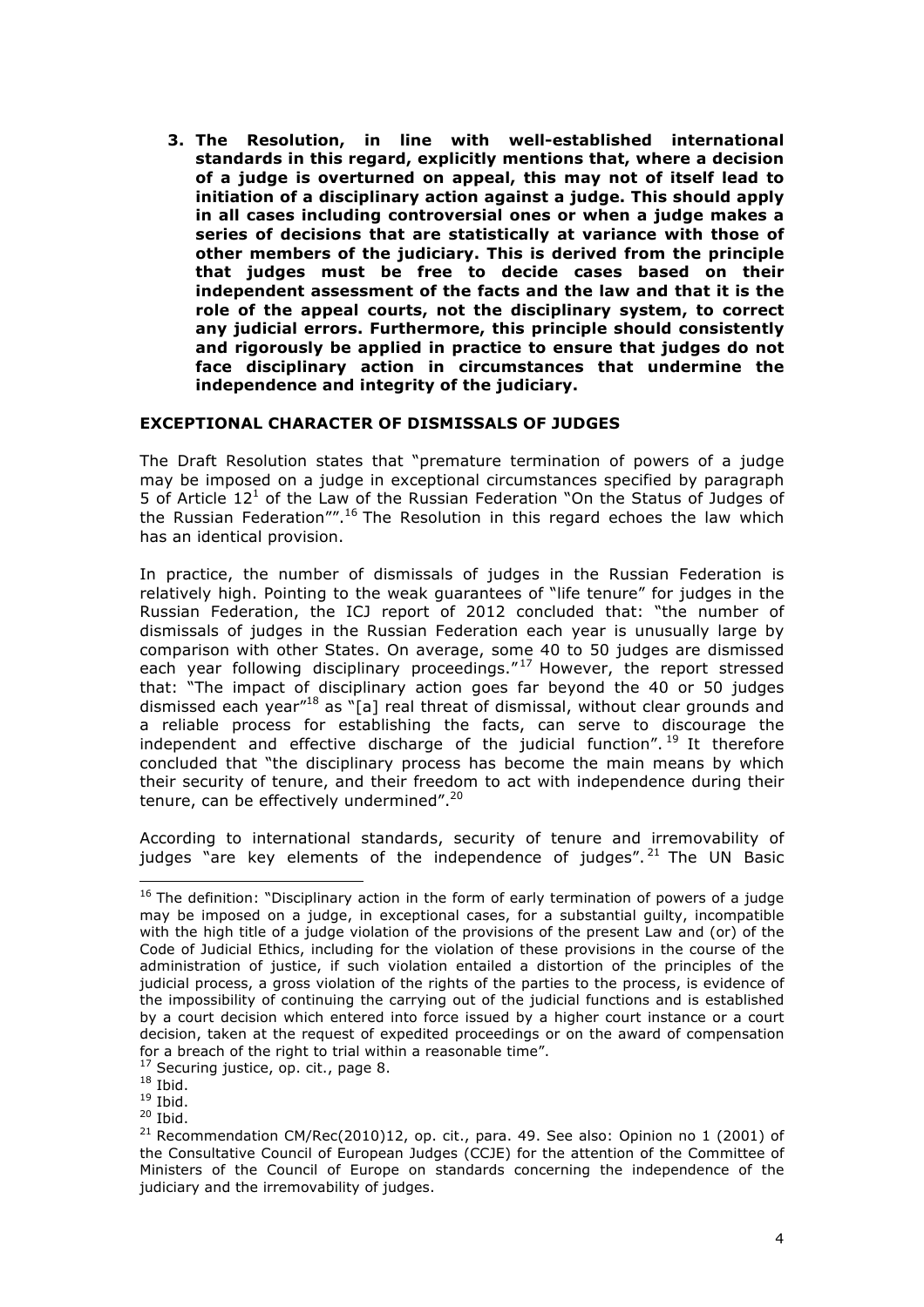3. **The Resolution, in line with well-established international standards in this regard, explicitly mentions that, where a decision of a judge is overturned on appeal, this may not of itself lead to initiation of a disciplinary action against a judge. This should apply in all cases including controversial ones or when a judge makes a series of decisions that are statistically at variance with those of other members of the judiciary. This is derived from the principle that judges must be free to decide cases based on their independent assessment of the facts and the law and that it is the role of the appeal courts, not the disciplinary system, to correct any judicial errors. Furthermore, this principle should consistently and rigorously be applied in practice to ensure that judges do not face disciplinary action in circumstances that undermine the independence and integrity of the judiciary.**

**EXCEPTIONAL CHARACTER OF DISMISSALS OF JUDGES**

The Draft Resolution states that "premature termination of powers of a judge may be imposed on a judge in exceptional circumstances specified by paragraph 5 of Article 12[1] of the Law of the Russian Federation "On the Status of Judges of the Russian Federation"".[16] The Resolution in this regard echoes the law which has an identical provision.

In practice, the number of dismissals of judges in the Russian Federation is relatively high. Pointing to the weak guarantees of "life tenure" for judges in the Russian Federation, the ICJ report of 2012 concluded that: "the number of dismissals of judges in the Russian Federation each year is unusually large by comparison with other States. On average, some 40 to 50 judges are dismissed each year following disciplinary proceedings."[17] However, the report stressed that: "The impact of disciplinary action goes far beyond the 40 or 50 judges dismissed each year"[18] as "[a] real threat of dismissal, without clear grounds and a reliable process for establishing the facts, can serve to discourage the independent and effective discharge of the judicial function".[19] It therefore concluded that "the disciplinary process has become the main means by which their security of tenure, and their freedom to act with independence during their tenure, can be effectively undermined".[20]

According to international standards, security of tenure and irremovability of judges "are key elements of the independence of judges".[21] The UN Basic

---

[16] The definition: "Disciplinary action in the form of early termination of powers of a judge may be imposed on a judge, in exceptional cases, for a substantial guilty, incompatible with the high title of a judge violation of the provisions of the present Law and (or) of the Code of Judicial Ethics, including for the violation of these provisions in the course of the administration of justice, if such violation entailed a distortion of the principles of the judicial process, a gross violation of the rights of the parties to the process, is evidence of the impossibility of continuing the carrying out of the judicial functions and is established by a court decision which entered into force issued by a higher court instance or a court decision, taken at the request of expedited proceedings or on the award of compensation for a breach of the right to trial within a reasonable time".

[17] Securing justice, op. cit., page 8.

[18] Ibid.

[19] Ibid.

[20] Ibid.

[21] Recommendation CM/Rec(2010)12, op. cit., para. 49. See also: Opinion no 1 (2001) of the Consultative Council of European Judges (CCJE) for the attention of the Committee of Ministers of the Council of Europe on standards concerning the independence of the judiciary and the irremovability of judges.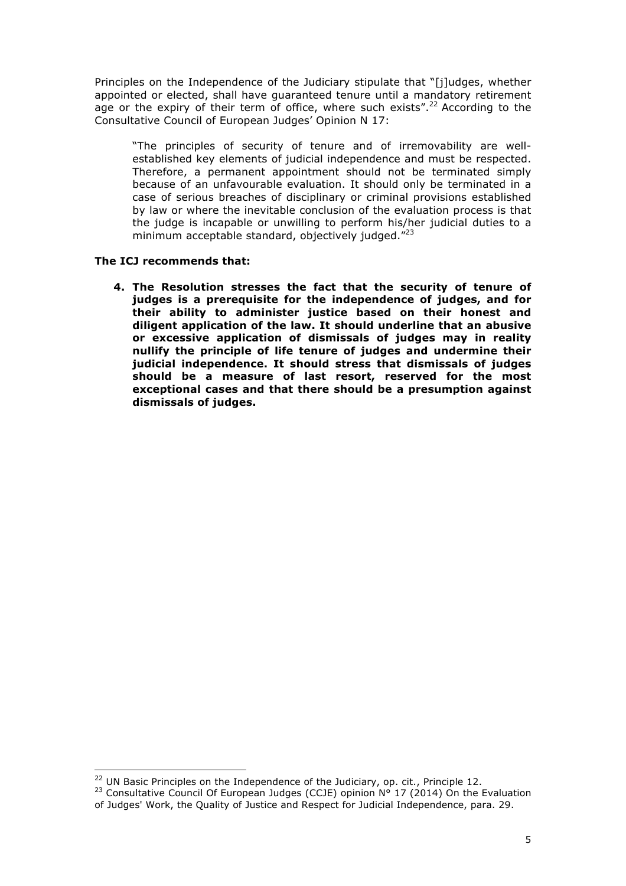Principles on the Independence of the Judiciary stipulate that "[j]udges, whether appointed or elected, shall have guaranteed tenure until a mandatory retirement age or the expiry of their term of office, where such exists".[22] According to the Consultative Council of European Judges' Opinion N 17:

> "The principles of security of tenure and of irremovability are well-established key elements of judicial independence and must be respected. Therefore, a permanent appointment should not be terminated simply because of an unfavourable evaluation. It should only be terminated in a case of serious breaches of disciplinary or criminal provisions established by law or where the inevitable conclusion of the evaluation process is that the judge is incapable or unwilling to perform his/her judicial duties to a minimum acceptable standard, objectively judged."[23]

**The ICJ recommends that:**

4. **The Resolution stresses the fact that the security of tenure of judges is a prerequisite for the independence of judges, and for their ability to administer justice based on their honest and diligent application of the law. It should underline that an abusive or excessive application of dismissals of judges may in reality nullify the principle of life tenure of judges and undermine their judicial independence. It should stress that dismissals of judges should be a measure of last resort, reserved for the most exceptional cases and that there should be a presumption against dismissals of judges.**

---

[22] UN Basic Principles on the Independence of the Judiciary, op. cit., Principle 12.

[23] Consultative Council Of European Judges (CCJE) opinion N° 17 (2014) On the Evaluation of Judges' Work, the Quality of Justice and Respect for Judicial Independence, para. 29.